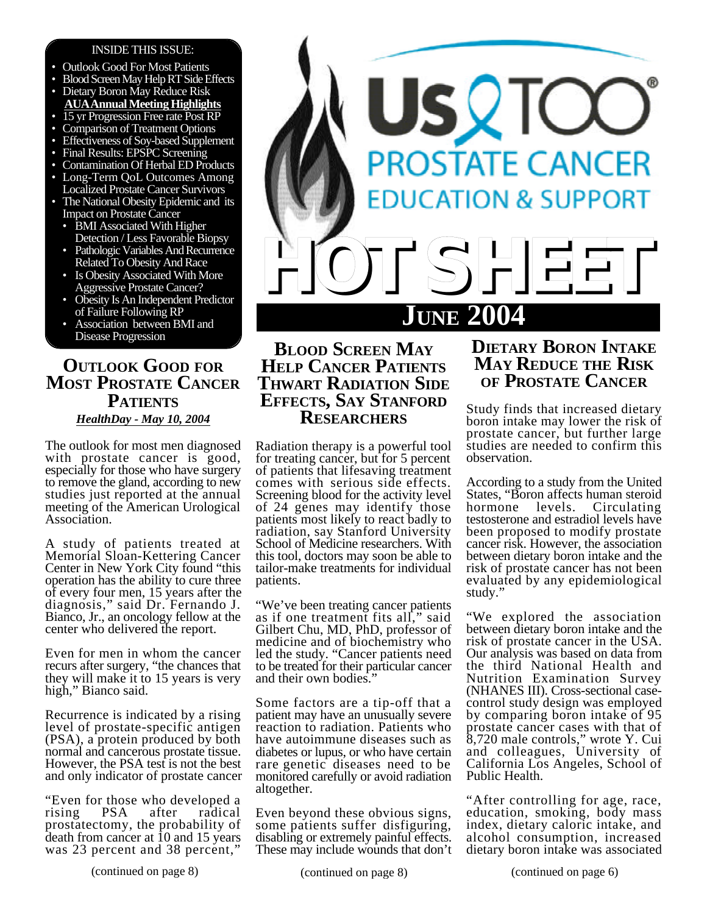# Us TOO® PROSTATE CANCER EDUCATION & SUPPORT

# HOT SHEET

## JUNE 2004

**INSIDE THIS ISSUE:**

- Outlook Good For Most Patients
- Blood Screen May Help RT Side Effects
- Dietary Boron May Reduce Risk

**AUA Annual Meeting Highlights**

- 15 yr Progression Free rate Post RP
- Comparison of Treatment Options
- Effectiveness of Soy-based Supplement
- Final Results: EPSPC Screening
- Contamination Of Herbal ED Products
- Long-Term QoL Outcomes Among Localized Prostate Cancer Survivors
- The National Obesity Epidemic and its Impact on Prostate Cancer
  - BMI Associated With Higher Detection / Less Favorable Biopsy
  - Pathologic Variables And Recurrence Related To Obesity And Race
  - Is Obesity Associated With More Aggressive Prostate Cancer?
  - Obesity Is An Independent Predictor of Failure Following RP
  - Association between BMI and Disease Progression

## OUTLOOK GOOD FOR MOST PROSTATE CANCER PATIENTS

*HealthDay - May 10, 2004*

The outlook for most men diagnosed with prostate cancer is good, especially for those who have surgery to remove the gland, according to new studies just reported at the annual meeting of the American Urological Association.

A study of patients treated at Memorial Sloan-Kettering Cancer Center in New York City found "this operation has the ability to cure three of every four men, 15 years after the diagnosis," said Dr. Fernando J. Bianco, Jr., an oncology fellow at the center who delivered the report.

Even for men in whom the cancer recurs after surgery, "the chances that they will make it to 15 years is very high," Bianco said.

Recurrence is indicated by a rising level of prostate-specific antigen (PSA), a protein produced by both normal and cancerous prostate tissue. However, the PSA test is not the best and only indicator of prostate cancer

"Even for those who developed a rising PSA after radical prostatectomy, the probability of death from cancer at 10 and 15 years was 23 percent and 38 percent,"

(continued on page 8)

## BLOOD SCREEN MAY HELP CANCER PATIENTS THWART RADIATION SIDE EFFECTS, SAY STANFORD RESEARCHERS

Radiation therapy is a powerful tool for treating cancer, but for 5 percent of patients that lifesaving treatment comes with serious side effects. Screening blood for the activity level of 24 genes may identify those patients most likely to react badly to radiation, say Stanford University School of Medicine researchers. With this tool, doctors may soon be able to tailor-make treatments for individual patients.

"We've been treating cancer patients as if one treatment fits all," said Gilbert Chu, MD, PhD, professor of medicine and of biochemistry who led the study. "Cancer patients need to be treated for their particular cancer and their own bodies."

Some factors are a tip-off that a patient may have an unusually severe reaction to radiation. Patients who have autoimmune diseases such as diabetes or lupus, or who have certain rare genetic diseases need to be monitored carefully or avoid radiation altogether.

Even beyond these obvious signs, some patients suffer disfiguring, disabling or extremely painful effects. These may include wounds that don't

(continued on page 8)

## DIETARY BORON INTAKE MAY REDUCE THE RISK OF PROSTATE CANCER

Study finds that increased dietary boron intake may lower the risk of prostate cancer, but further large studies are needed to confirm this observation.

According to a study from the United States, "Boron affects human steroid hormone levels. Circulating testosterone and estradiol levels have been proposed to modify prostate cancer risk. However, the association between dietary boron intake and the risk of prostate cancer has not been evaluated by any epidemiological study."

"We explored the association between dietary boron intake and the risk of prostate cancer in the USA. Our analysis was based on data from the third National Health and Nutrition Examination Survey (NHANES III). Cross-sectional case-control study design was employed by comparing boron intake of 95 prostate cancer cases with that of 8,720 male controls," wrote Y. Cui and colleagues, University of California Los Angeles, School of Public Health.

"After controlling for age, race, education, smoking, body mass index, dietary caloric intake, and alcohol consumption, increased dietary boron intake was associated

(continued on page 6)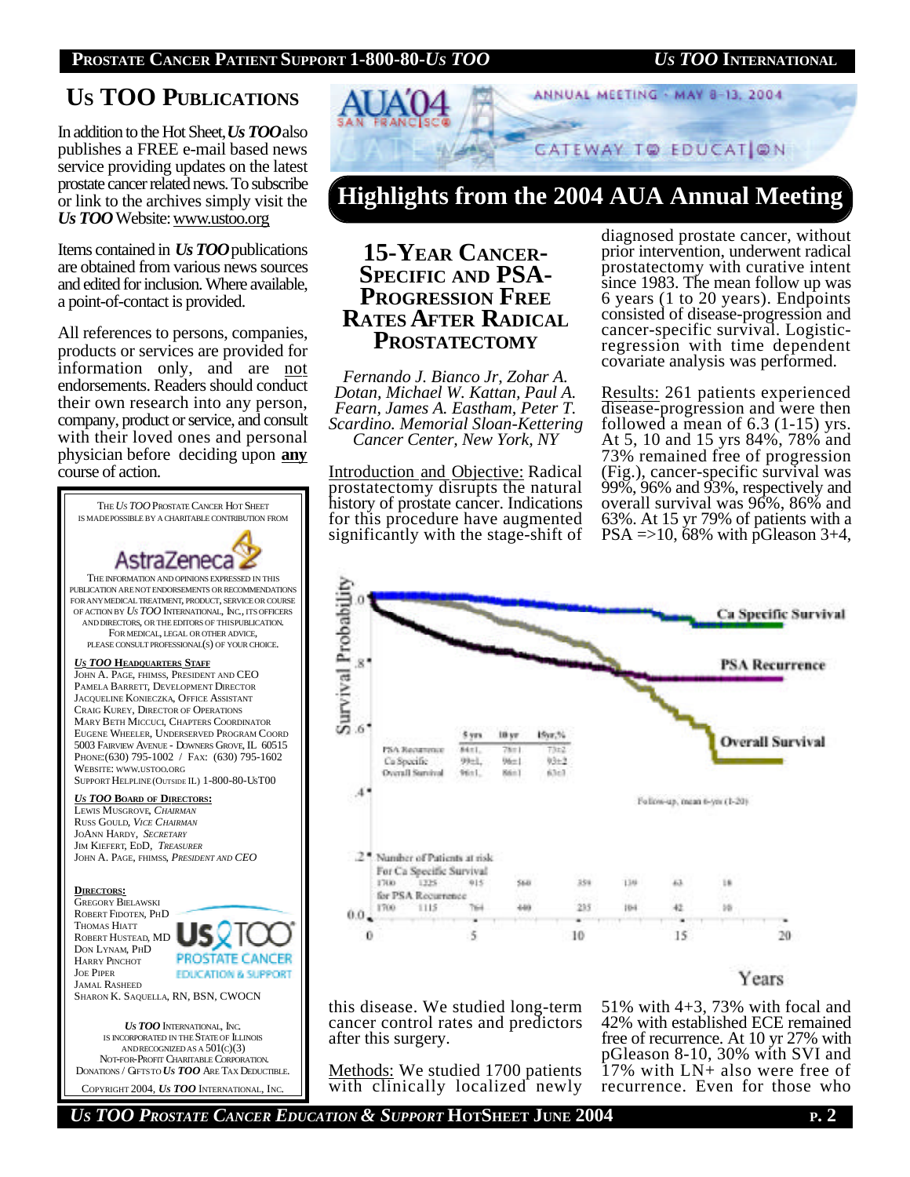## US TOO PUBLICATIONS

In addition to the Hot Sheet, ***Us TOO*** also publishes a FREE e-mail based news service providing updates on the latest prostate cancer related news. To subscribe or link to the archives simply visit the ***Us TOO*** Website: www.ustoo.org

Items contained in ***Us TOO*** publications are obtained from various news sources and edited for inclusion. Where available, a point-of-contact is provided.

All references to persons, companies, products or services are provided for information only, and are not endorsements. Readers should conduct their own research into any person, company, product or service, and consult with their loved ones and personal physician before deciding upon **any** course of action.

THE *US TOO* PROSTATE CANCER HOT SHEET IS MADE POSSIBLE BY A CHARITABLE CONTRIBUTION FROM

AstraZeneca

THE INFORMATION AND OPINIONS EXPRESSED IN THIS PUBLICATION ARE NOT ENDORSEMENTS OR RECOMMENDATIONS FOR ANY MEDICAL TREATMENT, PRODUCT, SERVICE OR COURSE OF ACTION BY *US TOO* INTERNATIONAL, INC., ITS OFFICERS AND DIRECTORS, OR THE EDITORS OF THIS PUBLICATION. FOR MEDICAL, LEGAL OR OTHER ADVICE, PLEASE CONSULT PROFESSIONAL(S) OF YOUR CHOICE.

***US TOO* HEADQUARTERS STAFF**

JOHN A. PAGE, FHIMSS, PRESIDENT AND CEO
PAMELA BARRETT, DEVELOPMENT DIRECTOR
JACQUELINE KONIECZKA, OFFICE ASSISTANT
CRAIG KUREY, DIRECTOR OF OPERATIONS
MARY BETH MICCUCI, CHAPTERS COORDINATOR
EUGENE WHEELER, UNDERSERVED PROGRAM COORD
5003 FAIRVIEW AVENUE - DOWNERS GROVE, IL 60515
PHONE:(630) 795-1002 / FAX: (630) 795-1602
WEBSITE: WWW.USTOO.ORG
SUPPORT HELPLINE (OUTSIDE IL) 1-800-80-USTOO

***US TOO* BOARD OF DIRECTORS:**

LEWIS MUSGROVE, *CHAIRMAN*
RUSS GOULD, *VICE CHAIRMAN*
JOANN HARDY, *SECRETARY*
JIM KIEFERT, EDD, *TREASURER*
JOHN A. PAGE, FHIMSS, *PRESIDENT AND CEO*

**DIRECTORS:**

GREGORY BIELAWSKI
ROBERT FIDOTEN, PHD
THOMAS HIATT
ROBERT HUSTEAD, MD
DON LYNAM, PHD
HARRY PINCHOT
JOE PIPER
JAMAL RASHEED
SHARON K. SAQUELLA, RN, BSN, CWOCN

Us TOO PROSTATE CANCER EDUCATION & SUPPORT

***US TOO* INTERNATIONAL, INC.**
IS INCORPORATED IN THE STATE OF ILLINOIS AND RECOGNIZED AS A 501(C)(3) NOT-FOR-PROFIT CHARITABLE CORPORATION.
DONATIONS / GIFTS TO ***US TOO*** ARE TAX DEDUCTIBLE.

COPYRIGHT 2004, ***US TOO*** INTERNATIONAL, INC.

AUA'04 SAN FRANCISCO — ANNUAL MEETING - MAY 8-13, 2004 — GATEWAY TO EDUCATION

# Highlights from the 2004 AUA Annual Meeting

## 15-YEAR CANCER-SPECIFIC AND PSA-PROGRESSION FREE RATES AFTER RADICAL PROSTATECTOMY

*Fernando J. Bianco Jr, Zohar A. Dotan, Michael W. Kattan, Paul A. Fearn, James A. Eastham, Peter T. Scardino. Memorial Sloan-Kettering Cancer Center, New York, NY*

Introduction and Objective: Radical prostatectomy disrupts the natural history of prostate cancer. Indications for this procedure have augmented significantly with the stage-shift of this disease. We studied long-term cancer control rates and predictors after this surgery.

Methods: We studied 1700 patients with clinically localized newly diagnosed prostate cancer, without prior intervention, underwent radical prostatectomy with curative intent since 1983. The mean follow up was 6 years (1 to 20 years). Endpoints consisted of disease-progression and cancer-specific survival. Logistic-regression with time dependent covariate analysis was performed.

Results: 261 patients experienced disease-progression and were then followed a mean of 6.3 (1-15) yrs. At 5, 10 and 15 yrs 84%, 78% and 73% remained free of progression (Fig.), cancer-specific survival was 99%, 96% and 93%, respectively and overall survival was 96%, 86% and 63%. At 15 yr 79% of patients with a PSA =>10, 68% with pGleason 3+4, 51% with 4+3, 73% with focal and 42% with established ECE remained free of recurrence. At 10 yr 27% with pGleason 8-10, 30% with SVI and 17% with LN+ also were free of recurrence. Even for those who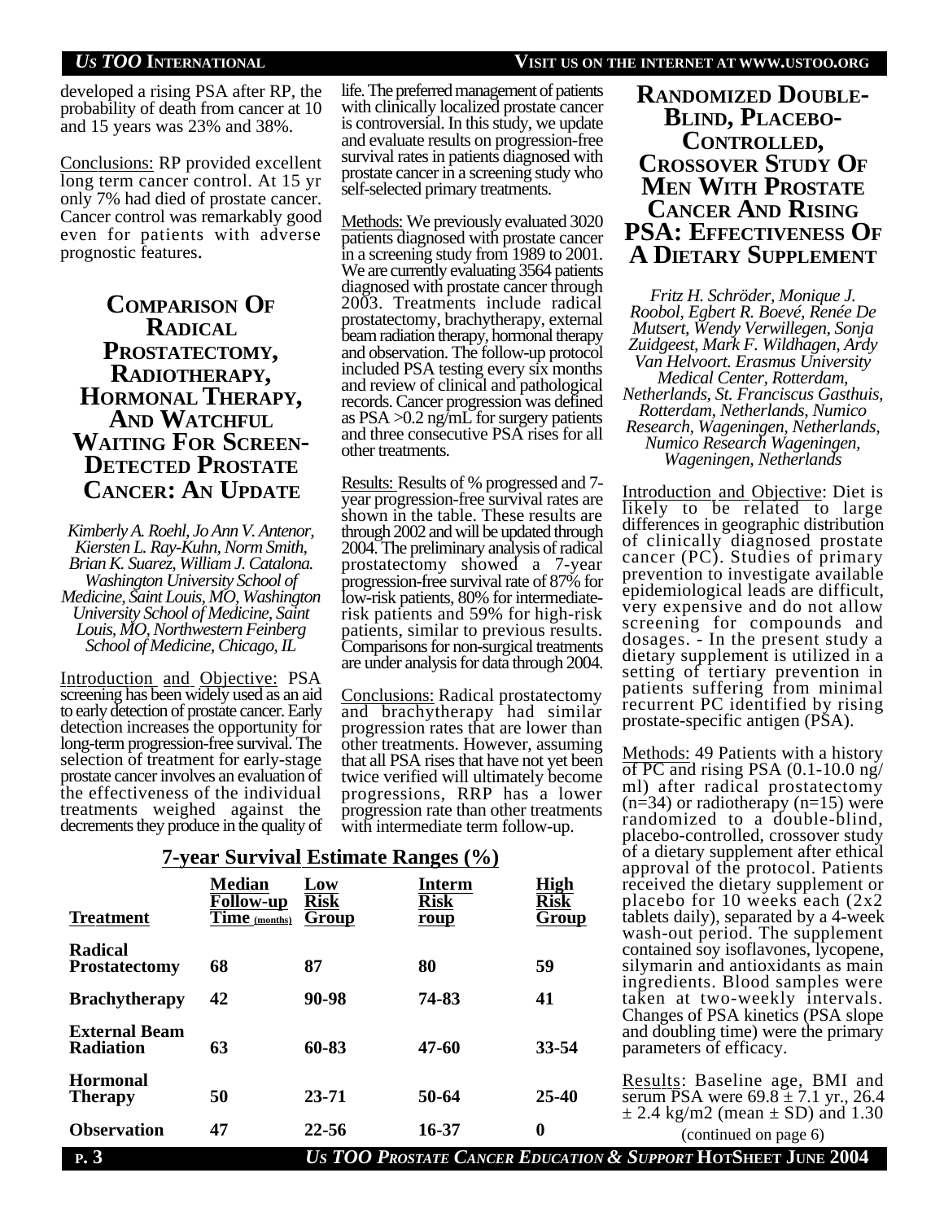developed a rising PSA after RP, the probability of death from cancer at 10 and 15 years was 23% and 38%.

Conclusions: RP provided excellent long term cancer control. At 15 yr only 7% had died of prostate cancer. Cancer control was remarkably good even for patients with adverse prognostic features.

## Comparison Of Radical Prostatectomy, Radiotherapy, Hormonal Therapy, And Watchful Waiting For Screen-Detected Prostate Cancer: An Update

*Kimberly A. Roehl, Jo Ann V. Antenor, Kiersten L. Ray-Kuhn, Norm Smith, Brian K. Suarez, William J. Catalona. Washington University School of Medicine, Saint Louis, MO, Washington University School of Medicine, Saint Louis, MO, Northwestern Feinberg School of Medicine, Chicago, IL*

Introduction and Objective: PSA screening has been widely used as an aid to early detection of prostate cancer. Early detection increases the opportunity for long-term progression-free survival. The selection of treatment for early-stage prostate cancer involves an evaluation of the effectiveness of the individual treatments weighed against the decrements they produce in the quality of life. The preferred management of patients with clinically localized prostate cancer is controversial. In this study, we update and evaluate results on progression-free survival rates in patients diagnosed with prostate cancer in a screening study who self-selected primary treatments.

Methods: We previously evaluated 3020 patients diagnosed with prostate cancer in a screening study from 1989 to 2001. We are currently evaluating 3564 patients diagnosed with prostate cancer through 2003. Treatments include radical prostatectomy, brachytherapy, external beam radiation therapy, hormonal therapy and observation. The follow-up protocol included PSA testing every six months and review of clinical and pathological records. Cancer progression was defined as PSA >0.2 ng/mL for surgery patients and three consecutive PSA rises for all other treatments.

Results: Results of % progressed and 7-year progression-free survival rates are shown in the table. These results are through 2002 and will be updated through 2004. The preliminary analysis of radical prostatectomy showed a 7-year progression-free survival rate of 87% for low-risk patients, 80% for intermediate-risk patients and 59% for high-risk patients, similar to previous results. Comparisons for non-surgical treatments are under analysis for data through 2004.

Conclusions: Radical prostatectomy and brachytherapy had similar progression rates that are lower than other treatments. However, assuming that all PSA rises that have not yet been twice verified will ultimately become progressions, RRP has a lower progression rate than other treatments with intermediate term follow-up.

**7-year Survival Estimate Ranges (%)**

| Treatment | Median Follow-up Time (months) | Low Risk Group | Interm Risk roup | High Risk Group |
|---|---|---|---|---|
| **Radical Prostatectomy** | **68** | **87** | **80** | **59** |
| **Brachytherapy** | **42** | **90-98** | **74-83** | **41** |
| **External Beam Radiation** | **63** | **60-83** | **47-60** | **33-54** |
| **Hormonal Therapy** | **50** | **23-71** | **50-64** | **25-40** |
| **Observation** | **47** | **22-56** | **16-37** | **0** |

## Randomized Double-Blind, Placebo-Controlled, Crossover Study Of Men With Prostate Cancer And Rising PSA: Effectiveness Of A Dietary Supplement

*Fritz H. Schröder, Monique J. Roobol, Egbert R. Boevé, Renée De Mutsert, Wendy Verwillegen, Sonja Zuidgeest, Mark F. Wildhagen, Ardy Van Helvoort. Erasmus University Medical Center, Rotterdam, Netherlands, St. Franciscus Gasthuis, Rotterdam, Netherlands, Numico Research, Wageningen, Netherlands, Numico Research Wageningen, Wageningen, Netherlands*

Introduction and Objective: Diet is likely to be related to large differences in geographic distribution of clinically diagnosed prostate cancer (PC). Studies of primary prevention to investigate available epidemiological leads are difficult, very expensive and do not allow screening for compounds and dosages. - In the present study a dietary supplement is utilized in a setting of tertiary prevention in patients suffering from minimal recurrent PC identified by rising prostate-specific antigen (PSA).

Methods: 49 Patients with a history of PC and rising PSA (0.1-10.0 ng/ml) after radical prostatectomy (n=34) or radiotherapy (n=15) were randomized to a double-blind, placebo-controlled, crossover study of a dietary supplement after ethical approval of the protocol. Patients received the dietary supplement or placebo for 10 weeks each (2x2 tablets daily), separated by a 4-week wash-out period. The supplement contained soy isoflavones, lycopene, silymarin and antioxidants as main ingredients. Blood samples were taken at two-weekly intervals. Changes of PSA kinetics (PSA slope and doubling time) were the primary parameters of efficacy.

Results: Baseline age, BMI and serum PSA were 69.8 ± 7.1 yr., 26.4 ± 2.4 kg/m2 (mean ± SD) and 1.30

(continued on page 6)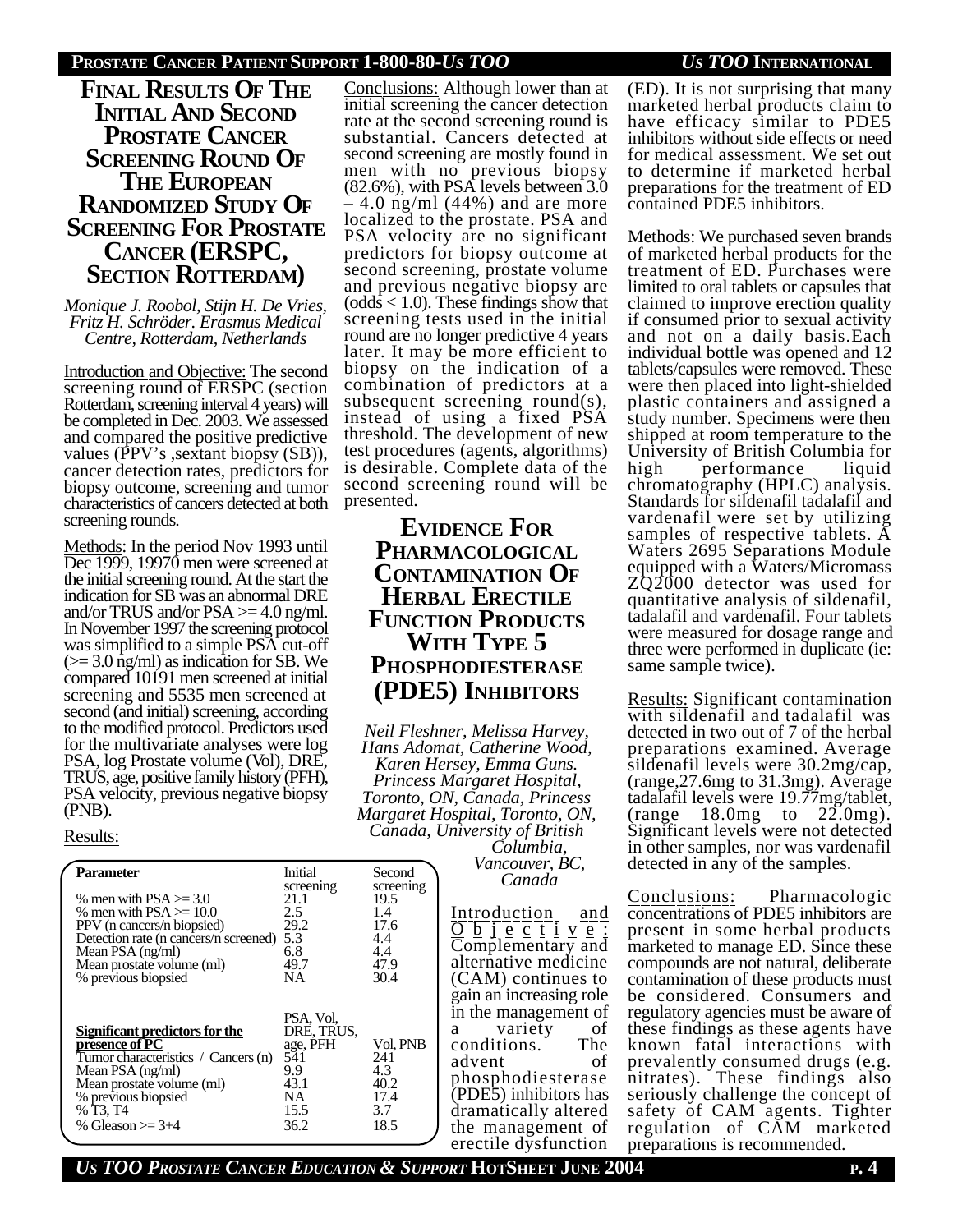## Final Results Of The Initial And Second Prostate Cancer Screening Round Of The European Randomized Study Of Screening For Prostate Cancer (ERSPC, Section Rotterdam)

*Monique J. Roobol, Stijn H. De Vries, Fritz H. Schröder. Erasmus Medical Centre, Rotterdam, Netherlands*

Introduction and Objective: The second screening round of ERSPC (section Rotterdam, screening interval 4 years) will be completed in Dec. 2003. We assessed and compared the positive predictive values (PPV's ,sextant biopsy (SB)), cancer detection rates, predictors for biopsy outcome, screening and tumor characteristics of cancers detected at both screening rounds.

Methods: In the period Nov 1993 until Dec 1999, 19970 men were screened at the initial screening round. At the start the indication for SB was an abnormal DRE and/or TRUS and/or PSA >= 4.0 ng/ml. In November 1997 the screening protocol was simplified to a simple PSA cut-off (>= 3.0 ng/ml) as indication for SB. We compared 10191 men screened at initial screening and 5535 men screened at second (and initial) screening, according to the modified protocol. Predictors used for the multivariate analyses were log PSA, log Prostate volume (Vol), DRE, TRUS, age, positive family history (PFH), PSA velocity, previous negative biopsy (PNB).

Results:

| Parameter | Initial screening | Second screening |
|---|---|---|
| % men with PSA >= 3.0 | 21.1 | 19.5 |
| % men with PSA >= 10.0 | 2.5 | 1.4 |
| PPV (n cancers/n biopsied) | 29.2 | 17.6 |
| Detection rate (n cancers/n screened) | 5.3 | 4.4 |
| Mean PSA (ng/ml) | 6.8 | 4.4 |
| Mean prostate volume (ml) | 49.7 | 47.9 |
| % previous biopsied | NA | 30.4 |
| **Significant predictors for the presence of PC** | PSA, Vol, DRE, TRUS, age, PFH | Vol, PNB |
| Tumor characteristics / Cancers (n) | 541 | 241 |
| Mean PSA (ng/ml) | 9.9 | 4.3 |
| Mean prostate volume (ml) | 43.1 | 40.2 |
| % previous biopsied | NA | 17.4 |
| % T3, T4 | 15.5 | 3.7 |
| % Gleason >= 3+4 | 36.2 | 18.5 |

Conclusions: Although lower than at initial screening the cancer detection rate at the second screening round is substantial. Cancers detected at second screening are mostly found in men with no previous biopsy (82.6%), with PSA levels between 3.0 – 4.0 ng/ml (44%) and are more localized to the prostate. PSA and PSA velocity are no significant predictors for biopsy outcome at second screening, prostate volume and previous negative biopsy are (odds < 1.0). These findings show that screening tests used in the initial round are no longer predictive 4 years later. It may be more efficient to biopsy on the indication of a combination of predictors at a subsequent screening round(s), instead of using a fixed PSA threshold. The development of new test procedures (agents, algorithms) is desirable. Complete data of the second screening round will be presented.

## Evidence For Pharmacological Contamination Of Herbal Erectile Function Products With Type 5 Phosphodiesterase (PDE5) Inhibitors

*Neil Fleshner, Melissa Harvey, Hans Adomat, Catherine Wood, Karen Hersey, Emma Guns. Princess Margaret Hospital, Toronto, ON, Canada, Princess Margaret Hospital, Toronto, ON, Canada, University of British Columbia, Vancouver, BC, Canada*

Introduction and Objective: Complementary and alternative medicine (CAM) continues to gain an increasing role in the management of a variety of conditions. The advent of phosphodiesterase (PDE5) inhibitors has dramatically altered the management of erectile dysfunction (ED). It is not surprising that many marketed herbal products claim to have efficacy similar to PDE5 inhibitors without side effects or need for medical assessment. We set out to determine if marketed herbal preparations for the treatment of ED contained PDE5 inhibitors.

Methods: We purchased seven brands of marketed herbal products for the treatment of ED. Purchases were limited to oral tablets or capsules that claimed to improve erection quality if consumed prior to sexual activity and not on a daily basis.Each individual bottle was opened and 12 tablets/capsules were removed. These were then placed into light-shielded plastic containers and assigned a study number. Specimens were then shipped at room temperature to the University of British Columbia for high performance liquid chromatography (HPLC) analysis. Standards for sildenafil tadalafil and vardenafil were set by utilizing samples of respective tablets. A Waters 2695 Separations Module equipped with a Waters/Micromass ZQ2000 detector was used for quantitative analysis of sildenafil, tadalafil and vardenafil. Four tablets were measured for dosage range and three were performed in duplicate (ie: same sample twice).

Results: Significant contamination with sildenafil and tadalafil was detected in two out of 7 of the herbal preparations examined. Average sildenafil levels were 30.2mg/cap, (range,27.6mg to 31.3mg). Average tadalafil levels were 19.77mg/tablet, (range 18.0mg to 22.0mg). Significant levels were not detected in other samples, nor was vardenafil detected in any of the samples.

Conclusions: Pharmacologic concentrations of PDE5 inhibitors are present in some herbal products marketed to manage ED. Since these compounds are not natural, deliberate contamination of these products must be considered. Consumers and regulatory agencies must be aware of these findings as these agents have known fatal interactions with prevalently consumed drugs (e.g. nitrates). These findings also seriously challenge the concept of safety of CAM agents. Tighter regulation of CAM marketed preparations is recommended.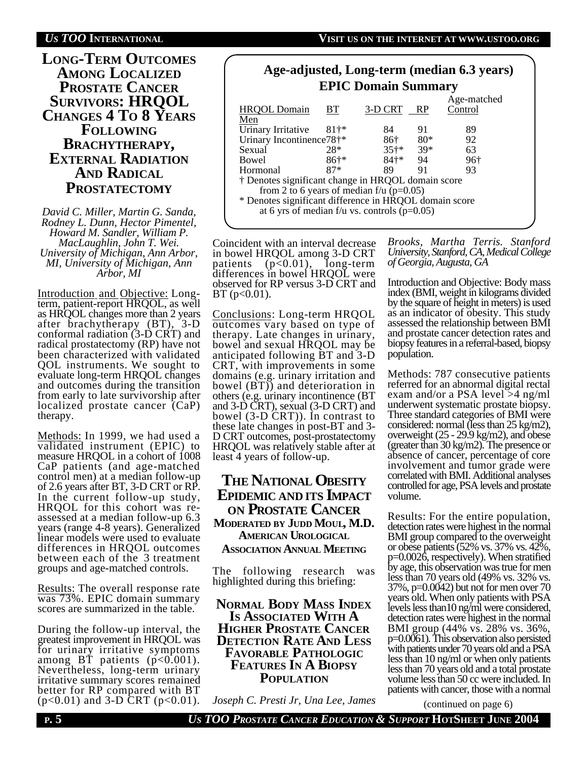## Long-Term Outcomes Among Localized Prostate Cancer Survivors: HRQOL Changes 4 To 8 Years Following Brachytherapy, External Radiation And Radical Prostatectomy

*David C. Miller, Martin G. Sanda, Rodney L. Dunn, Hector Pimentel, Howard M. Sandler, William P. MacLaughlin, John T. Wei. University of Michigan, Ann Arbor, MI, University of Michigan, Ann Arbor, MI*

Introduction and Objective: Long-term, patient-report HRQOL, as well as HRQOL changes more than 2 years after brachytherapy (BT), 3-D conformal radiation (3-D CRT) and radical prostatectomy (RP) have not been characterized with validated QOL instruments. We sought to evaluate long-term HRQOL changes and outcomes during the transition from early to late survivorship after localized prostate cancer (CaP) therapy.

Methods: In 1999, we had used a validated instrument (EPIC) to measure HRQOL in a cohort of 1008 CaP patients (and age-matched control men) at a median follow-up of 2.6 years after BT, 3-D CRT or RP. In the current follow-up study, HRQOL for this cohort was re-assessed at a median follow-up 6.3 years (range 4-8 years). Generalized linear models were used to evaluate differences in HRQOL outcomes between each of the 3 treatment groups and age-matched controls.

Results: The overall response rate was 73%. EPIC domain summary scores are summarized in the table.

**Age-adjusted, Long-term (median 6.3 years) EPIC Domain Summary**

| HRQOL Domain | BT | 3-D CRT | RP | Age-matched Control |
|---|---|---|---|---|
| Men | | | | |
| Urinary Irritative | 81†* | 84 | 91 | 89 |
| Urinary Incontinence | 78†* | 86† | 80* | 92 |
| Sexual | 28* | 35†* | 39* | 63 |
| Bowel | 86†* | 84†* | 94 | 96† |
| Hormonal | 87* | 89 | 91 | 93 |

† Denotes significant change in HRQOL domain score from 2 to 6 years of median f/u (p=0.05)
* Denotes significant difference in HRQOL domain score at 6 yrs of median f/u vs. controls (p=0.05)

During the follow-up interval, the greatest improvement in HRQOL was for urinary irritative symptoms among BT patients ($p<0.001$). Nevertheless, long-term urinary irritative summary scores remained better for RP compared with BT ($p<0.01$) and 3-D CRT ($p<0.01$). Coincident with an interval decrease in bowel HRQOL among 3-D CRT patients ($p<0.01$), long-term differences in bowel HRQOL were observed for RP versus 3-D CRT and BT ($p<0.01$).

Conclusions: Long-term HRQOL outcomes vary based on type of therapy. Late changes in urinary, bowel and sexual HRQOL may be anticipated following BT and 3-D CRT, with improvements in some domains (e.g. urinary irritation and bowel (BT)) and deterioration in others (e.g. urinary incontinence (BT and 3-D CRT), sexual (3-D CRT) and bowel (3-D CRT)). In contrast to these late changes in post-BT and 3-D CRT outcomes, post-prostatectomy HRQOL was relatively stable after at least 4 years of follow-up.

## The National Obesity Epidemic and its Impact on Prostate Cancer

**Moderated by Judd Moul, M.D.**
**American Urological Association Annual Meeting**

The following research was highlighted during this briefing:

### Normal Body Mass Index Is Associated With A Higher Prostate Cancer Detection Rate And Less Favorable Pathologic Features In A Biopsy Population

*Joseph C. Presti Jr, Una Lee, James Brooks, Martha Terris. Stanford University, Stanford, CA, Medical College of Georgia, Augusta, GA*

Introduction and Objective: Body mass index (BMI, weight in kilograms divided by the square of height in meters) is used as an indicator of obesity. This study assessed the relationship between BMI and prostate cancer detection rates and biopsy features in a referral-based, biopsy population.

Methods: 787 consecutive patients referred for an abnormal digital rectal exam and/or a PSA level >4 ng/ml underwent systematic prostate biopsy. Three standard categories of BMI were considered: normal (less than 25 kg/m2), overweight (25 - 29.9 kg/m2), and obese (greater than 30 kg/m2). The presence or absence of cancer, percentage of core involvement and tumor grade were correlated with BMI. Additional analyses controlled for age, PSA levels and prostate volume.

Results: For the entire population, detection rates were highest in the normal BMI group compared to the overweight or obese patients (52% vs. 37% vs. 42%, $p=0.0026$, respectively). When stratified by age, this observation was true for men less than 70 years old (49% vs. 32% vs. 37%, $p=0.0042$) but not for men over 70 years old. When only patients with PSA levels less than10 ng/ml were considered, detection rates were highest in the normal BMI group (44% vs. 28% vs. 36%, $p=0.0061$). This observation also persisted with patients under 70 years old and a PSA less than 10 ng/ml or when only patients less than 70 years old and a total prostate volume less than 50 cc were included. In patients with cancer, those with a normal

(continued on page 6)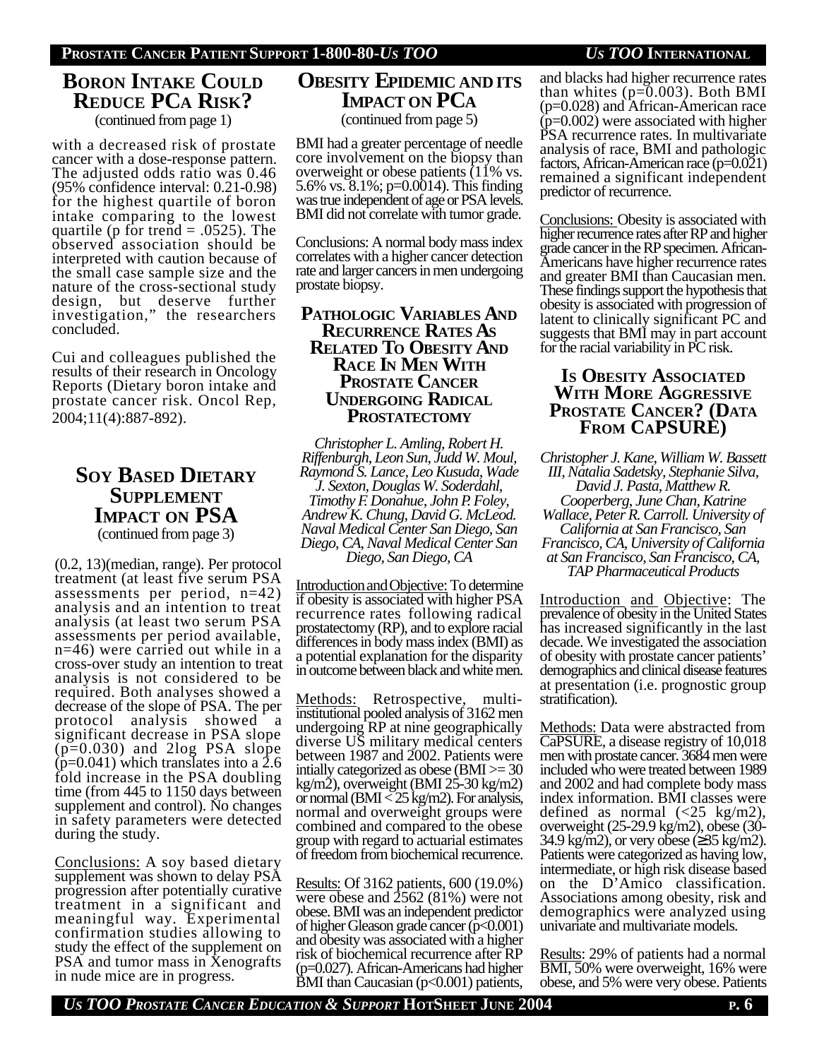## Boron Intake Could Reduce PCa Risk?

(continued from page 1)

with a decreased risk of prostate cancer with a dose-response pattern. The adjusted odds ratio was 0.46 (95% confidence interval: 0.21-0.98) for the highest quartile of boron intake comparing to the lowest quartile (p for trend = .0525). The observed association should be interpreted with caution because of the small case sample size and the nature of the cross-sectional study design, but deserve further investigation," the researchers concluded.

Cui and colleagues published the results of their research in Oncology Reports (Dietary boron intake and prostate cancer risk. Oncol Rep, 2004;11(4):887-892).

## Soy Based Dietary Supplement Impact on PSA

(continued from page 3)

(0.2, 13)(median, range). Per protocol treatment (at least five serum PSA assessments per period, n=42) analysis and an intention to treat analysis (at least two serum PSA assessments per period available, n=46) were carried out while in a cross-over study an intention to treat analysis is not considered to be required. Both analyses showed a decrease of the slope of PSA. The per protocol analysis showed a significant decrease in PSA slope (p=0.030) and 2log PSA slope (p=0.041) which translates into a 2.6 fold increase in the PSA doubling time (from 445 to 1150 days between supplement and control). No changes in safety parameters were detected during the study.

Conclusions: A soy based dietary supplement was shown to delay PSA progression after potentially curative treatment in a significant and meaningful way. Experimental confirmation studies allowing to study the effect of the supplement on PSA and tumor mass in Xenografts in nude mice are in progress.

## Obesity Epidemic and its Impact on PCa

(continued from page 5)

BMI had a greater percentage of needle core involvement on the biopsy than overweight or obese patients (11% vs. 5.6% vs. 8.1%; p=0.0014). This finding was true independent of age or PSA levels. BMI did not correlate with tumor grade.

Conclusions: A normal body mass index correlates with a higher cancer detection rate and larger cancers in men undergoing prostate biopsy.

## Pathologic Variables and Recurrence Rates as Related to Obesity and Race in Men with Prostate Cancer Undergoing Radical Prostatectomy

*Christopher L. Amling, Robert H. Riffenburgh, Leon Sun, Judd W. Moul, Raymond S. Lance, Leo Kusuda, Wade J. Sexton, Douglas W. Soderdahl, Timothy F. Donahue, John P. Foley, Andrew K. Chung, David G. McLeod. Naval Medical Center San Diego, San Diego, CA, Naval Medical Center San Diego, San Diego, CA*

Introduction and Objective: To determine if obesity is associated with higher PSA recurrence rates following radical prostatectomy (RP), and to explore racial differences in body mass index (BMI) as a potential explanation for the disparity in outcome between black and white men.

Methods: Retrospective, multi-institutional pooled analysis of 3162 men undergoing RP at nine geographically diverse US military medical centers between 1987 and 2002. Patients were intially categorized as obese (BMI >= 30 kg/m2), overweight (BMI 25-30 kg/m2) or normal (BMI < 25 kg/m2). For analysis, normal and overweight groups were combined and compared to the obese group with regard to actuarial estimates of freedom from biochemical recurrence.

Results: Of 3162 patients, 600 (19.0%) were obese and 2562 (81%) were not obese. BMI was an independent predictor of higher Gleason grade cancer (p<0.001) and obesity was associated with a higher risk of biochemical recurrence after RP (p=0.027). African-Americans had higher BMI than Caucasian (p<0.001) patients, and blacks had higher recurrence rates than whites (p=0.003). Both BMI (p=0.028) and African-American race (p=0.002) were associated with higher PSA recurrence rates. In multivariate analysis of race, BMI and pathologic factors, African-American race (p=0.021) remained a significant independent predictor of recurrence.

Conclusions: Obesity is associated with higher recurrence rates after RP and higher grade cancer in the RP specimen. African-Americans have higher recurrence rates and greater BMI than Caucasian men. These findings support the hypothesis that obesity is associated with progression of latent to clinically significant PC and suggests that BMI may in part account for the racial variability in PC risk.

## Is Obesity Associated with More Aggressive Prostate Cancer? (Data from CaPSURE)

*Christopher J. Kane, William W. Bassett III, Natalia Sadetsky, Stephanie Silva, David J. Pasta, Matthew R. Cooperberg, June Chan, Katrine Wallace, Peter R. Carroll. University of California at San Francisco, San Francisco, CA, University of California at San Francisco, San Francisco, CA, TAP Pharmaceutical Products*

Introduction and Objective: The prevalence of obesity in the United States has increased significantly in the last decade. We investigated the association of obesity with prostate cancer patients' demographics and clinical disease features at presentation (i.e. prognostic group stratification).

Methods: Data were abstracted from CaPSURE, a disease registry of 10,018 men with prostate cancer. 3684 men were included who were treated between 1989 and 2002 and had complete body mass index information. BMI classes were defined as normal (<25 kg/m2), overweight (25-29.9 kg/m2), obese (30-34.9 kg/m2), or very obese (≥35 kg/m2). Patients were categorized as having low, intermediate, or high risk disease based on the D'Amico classification. Associations among obesity, risk and demographics were analyzed using univariate and multivariate models.

Results: 29% of patients had a normal BMI, 50% were overweight, 16% were obese, and 5% were very obese. Patients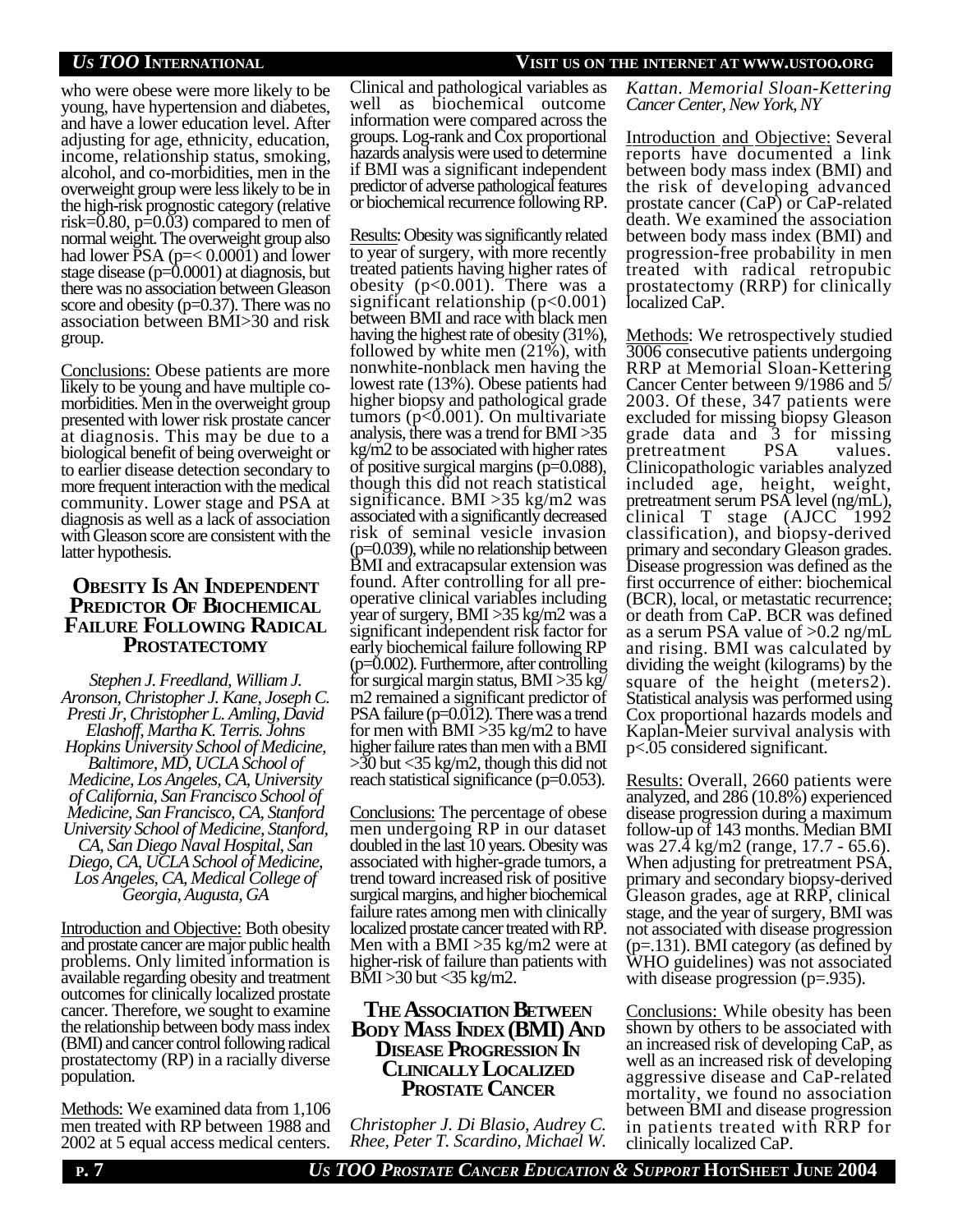who were obese were more likely to be young, have hypertension and diabetes, and have a lower education level. After adjusting for age, ethnicity, education, income, relationship status, smoking, alcohol, and co-morbidities, men in the overweight group were less likely to be in the high-risk prognostic category (relative risk=0.80, p=0.03) compared to men of normal weight. The overweight group also had lower PSA (p=< 0.0001) and lower stage disease (p=0.0001) at diagnosis, but there was no association between Gleason score and obesity (p=0.37). There was no association between BMI>30 and risk group.

Conclusions: Obese patients are more likely to be young and have multiple co-morbidities. Men in the overweight group presented with lower risk prostate cancer at diagnosis. This may be due to a biological benefit of being overweight or to earlier disease detection secondary to more frequent interaction with the medical community. Lower stage and PSA at diagnosis as well as a lack of association with Gleason score are consistent with the latter hypothesis.

## Obesity Is An Independent Predictor Of Biochemical Failure Following Radical Prostatectomy

*Stephen J. Freedland, William J. Aronson, Christopher J. Kane, Joseph C. Presti Jr, Christopher L. Amling, David Elashoff, Martha K. Terris. Johns Hopkins University School of Medicine, Baltimore, MD, UCLA School of Medicine, Los Angeles, CA, University of California, San Francisco School of Medicine, San Francisco, CA, Stanford University School of Medicine, Stanford, CA, San Diego Naval Hospital, San Diego, CA, UCLA School of Medicine, Los Angeles, CA, Medical College of Georgia, Augusta, GA*

Introduction and Objective: Both obesity and prostate cancer are major public health problems. Only limited information is available regarding obesity and treatment outcomes for clinically localized prostate cancer. Therefore, we sought to examine the relationship between body mass index (BMI) and cancer control following radical prostatectomy (RP) in a racially diverse population.

Methods: We examined data from 1,106 men treated with RP between 1988 and 2002 at 5 equal access medical centers. Clinical and pathological variables as well as biochemical outcome information were compared across the groups. Log-rank and Cox proportional hazards analysis were used to determine if BMI was a significant independent predictor of adverse pathological features or biochemical recurrence following RP.

Results: Obesity was significantly related to year of surgery, with more recently treated patients having higher rates of obesity (p<0.001). There was a significant relationship (p<0.001) between BMI and race with black men having the highest rate of obesity (31%), followed by white men (21%), with nonwhite-nonblack men having the lowest rate (13%). Obese patients had higher biopsy and pathological grade tumors (p<0.001). On multivariate analysis, there was a trend for BMI >35 kg/m2 to be associated with higher rates of positive surgical margins (p=0.088), though this did not reach statistical significance. BMI >35 kg/m2 was associated with a significantly decreased risk of seminal vesicle invasion (p=0.039), while no relationship between BMI and extracapsular extension was found. After controlling for all pre-operative clinical variables including year of surgery, BMI >35 kg/m2 was a significant independent risk factor for early biochemical failure following RP (p=0.002). Furthermore, after controlling for surgical margin status, BMI >35 kg/m2 remained a significant predictor of PSA failure (p=0.012). There was a trend for men with BMI >35 kg/m2 to have higher failure rates than men with a BMI >30 but <35 kg/m2, though this did not reach statistical significance (p=0.053).

Conclusions: The percentage of obese men undergoing RP in our dataset doubled in the last 10 years. Obesity was associated with higher-grade tumors, a trend toward increased risk of positive surgical margins, and higher biochemical failure rates among men with clinically localized prostate cancer treated with RP. Men with a BMI >35 kg/m2 were at higher-risk of failure than patients with BMI >30 but <35 kg/m2.

## The Association Between Body Mass Index (BMI) And Disease Progression In Clinically Localized Prostate Cancer

*Christopher J. Di Blasio, Audrey C. Rhee, Peter T. Scardino, Michael W. Kattan. Memorial Sloan-Kettering Cancer Center, New York, NY*

Introduction and Objective: Several reports have documented a link between body mass index (BMI) and the risk of developing advanced prostate cancer (CaP) or CaP-related death. We examined the association between body mass index (BMI) and progression-free probability in men treated with radical retropubic prostatectomy (RRP) for clinically localized CaP.

Methods: We retrospectively studied 3006 consecutive patients undergoing RRP at Memorial Sloan-Kettering Cancer Center between 9/1986 and 5/2003. Of these, 347 patients were excluded for missing biopsy Gleason grade data and 3 for missing pretreatment PSA values. Clinicopathologic variables analyzed included age, height, weight, pretreatment serum PSA level (ng/mL), clinical T stage (AJCC 1992 classification), and biopsy-derived primary and secondary Gleason grades. Disease progression was defined as the first occurrence of either: biochemical (BCR), local, or metastatic recurrence; or death from CaP. BCR was defined as a serum PSA value of >0.2 ng/mL and rising. BMI was calculated by dividing the weight (kilograms) by the square of the height (meters2). Statistical analysis was performed using Cox proportional hazards models and Kaplan-Meier survival analysis with p<.05 considered significant.

Results: Overall, 2660 patients were analyzed, and 286 (10.8%) experienced disease progression during a maximum follow-up of 143 months. Median BMI was 27.4 kg/m2 (range, 17.7 - 65.6). When adjusting for pretreatment PSA, primary and secondary biopsy-derived Gleason grades, age at RRP, clinical stage, and the year of surgery, BMI was not associated with disease progression (p=.131). BMI category (as defined by WHO guidelines) was not associated with disease progression (p=.935).

Conclusions: While obesity has been shown by others to be associated with an increased risk of developing CaP, as well as an increased risk of developing aggressive disease and CaP-related mortality, we found no association between BMI and disease progression in patients treated with RRP for clinically localized CaP.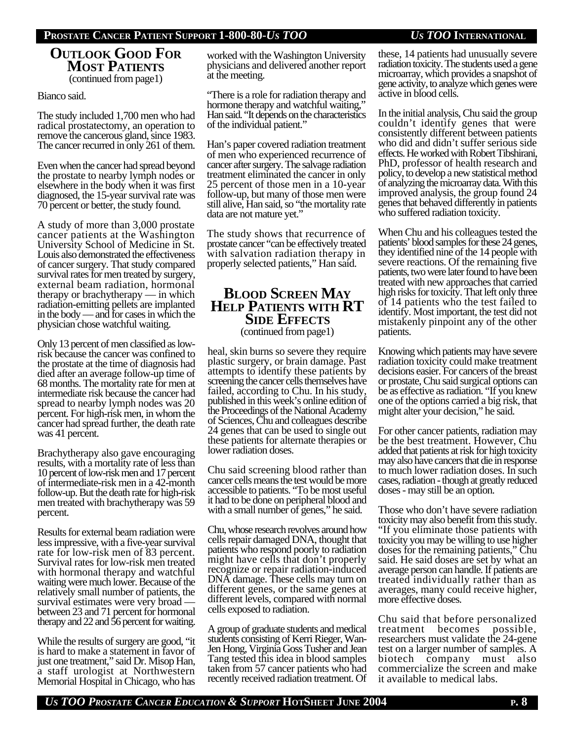## Outlook Good For Most Patients

(continued from page1)

Bianco said.

The study included 1,700 men who had radical prostatectomy, an operation to remove the cancerous gland, since 1983. The cancer recurred in only 261 of them.

Even when the cancer had spread beyond the prostate to nearby lymph nodes or elsewhere in the body when it was first diagnosed, the 15-year survival rate was 70 percent or better, the study found.

A study of more than 3,000 prostate cancer patients at the Washington University School of Medicine in St. Louis also demonstrated the effectiveness of cancer surgery. That study compared survival rates for men treated by surgery, external beam radiation, hormonal therapy or brachytherapy — in which radiation-emitting pellets are implanted in the body — and for cases in which the physician chose watchful waiting.

Only 13 percent of men classified as low-risk because the cancer was confined to the prostate at the time of diagnosis had died after an average follow-up time of 68 months. The mortality rate for men at intermediate risk because the cancer had spread to nearby lymph nodes was 20 percent. For high-risk men, in whom the cancer had spread further, the death rate was 41 percent.

Brachytherapy also gave encouraging results, with a mortality rate of less than 10 percent of low-risk men and 17 percent of intermediate-risk men in a 42-month follow-up. But the death rate for high-risk men treated with brachytherapy was 59 percent.

Results for external beam radiation were less impressive, with a five-year survival rate for low-risk men of 83 percent. Survival rates for low-risk men treated with hormonal therapy and watchful waiting were much lower. Because of the relatively small number of patients, the survival estimates were very broad — between 23 and 71 percent for hormonal therapy and 22 and 56 percent for waiting.

While the results of surgery are good, "it is hard to make a statement in favor of just one treatment," said Dr. Misop Han, a staff urologist at Northwestern Memorial Hospital in Chicago, who has worked with the Washington University physicians and delivered another report at the meeting.

"There is a role for radiation therapy and hormone therapy and watchful waiting," Han said. "It depends on the characteristics of the individual patient."

Han's paper covered radiation treatment of men who experienced recurrence of cancer after surgery. The salvage radiation treatment eliminated the cancer in only 25 percent of those men in a 10-year follow-up, but many of those men were still alive, Han said, so "the mortality rate data are not mature yet."

The study shows that recurrence of prostate cancer "can be effectively treated with salvation radiation therapy in properly selected patients," Han said.

## Blood Screen May Help Patients with RT Side Effects

(continued from page1)

heal, skin burns so severe they require plastic surgery, or brain damage. Past attempts to identify these patients by screening the cancer cells themselves have failed, according to Chu. In his study, published in this week's online edition of the Proceedings of the National Academy of Sciences, Chu and colleagues describe 24 genes that can be used to single out these patients for alternate therapies or lower radiation doses.

Chu said screening blood rather than cancer cells means the test would be more accessible to patients. "To be most useful it had to be done on peripheral blood and with a small number of genes," he said.

Chu, whose research revolves around how cells repair damaged DNA, thought that patients who respond poorly to radiation might have cells that don't properly recognize or repair radiation-induced DNA damage. These cells may turn on different genes, or the same genes at different levels, compared with normal cells exposed to radiation.

A group of graduate students and medical students consisting of Kerri Rieger, Wan-Jen Hong, Virginia Goss Tusher and Jean Tang tested this idea in blood samples taken from 57 cancer patients who had recently received radiation treatment. Of these, 14 patients had unusually severe radiation toxicity. The students used a gene microarray, which provides a snapshot of gene activity, to analyze which genes were active in blood cells.

In the initial analysis, Chu said the group couldn't identify genes that were consistently different between patients who did and didn't suffer serious side effects. He worked with Robert Tibshirani, PhD, professor of health research and policy, to develop a new statistical method of analyzing the microarray data. With this improved analysis, the group found 24 genes that behaved differently in patients who suffered radiation toxicity.

When Chu and his colleagues tested the patients' blood samples for these 24 genes, they identified nine of the 14 people with severe reactions. Of the remaining five patients, two were later found to have been treated with new approaches that carried high risks for toxicity. That left only three of 14 patients who the test failed to identify. Most important, the test did not mistakenly pinpoint any of the other patients.

Knowing which patients may have severe radiation toxicity could make treatment decisions easier. For cancers of the breast or prostate, Chu said surgical options can be as effective as radiation. "If you knew one of the options carried a big risk, that might alter your decision," he said.

For other cancer patients, radiation may be the best treatment. However, Chu added that patients at risk for high toxicity may also have cancers that die in response to much lower radiation doses. In such cases, radiation - though at greatly reduced doses - may still be an option.

Those who don't have severe radiation toxicity may also benefit from this study. "If you eliminate those patients with toxicity you may be willing to use higher doses for the remaining patients," Chu said. He said doses are set by what an average person can handle. If patients are treated individually rather than as averages, many could receive higher, more effective doses.

Chu said that before personalized treatment becomes possible, researchers must validate the 24-gene test on a larger number of samples. A biotech company must also commercialize the screen and make it available to medical labs.